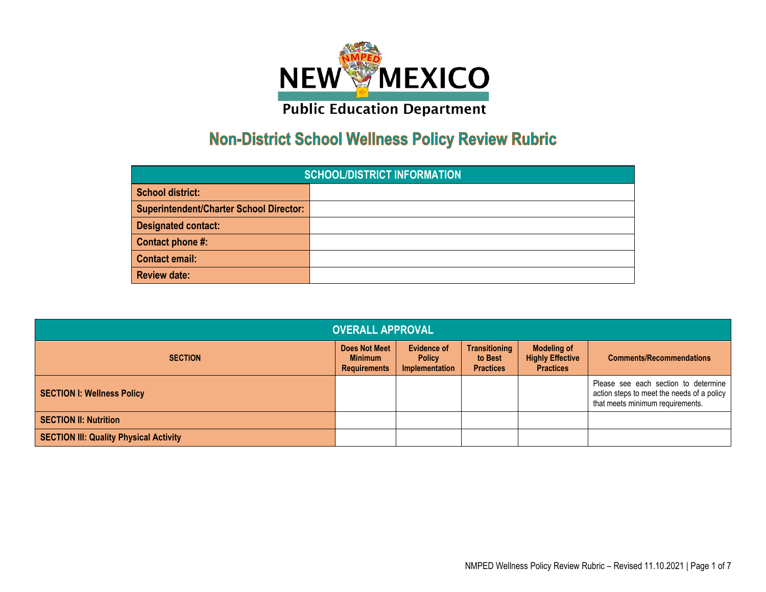New Mexico Public Education Department

# Non-District School Wellness Policy Review Rubric

| SCHOOL/DISTRICT INFORMATION | |
|---|---|
| School district: | |
| Superintendent/Charter School Director: | |
| Designated contact: | |
| Contact phone #: | |
| Contact email: | |
| Review date: | |

| OVERALL APPROVAL | | | | | |
|---|---|---|---|---|---|
| **SECTION** | **Does Not Meet Minimum Requirements** | **Evidence of Policy Implementation** | **Transitioning to Best Practices** | **Modeling of Highly Effective Practices** | **Comments/Recommendations** |
| **SECTION I: Wellness Policy** | | | | | Please see each section to determine action steps to meet the needs of a policy that meets minimum requirements. |
| **SECTION II: Nutrition** | | | | | |
| **SECTION III: Quality Physical Activity** | | | | | |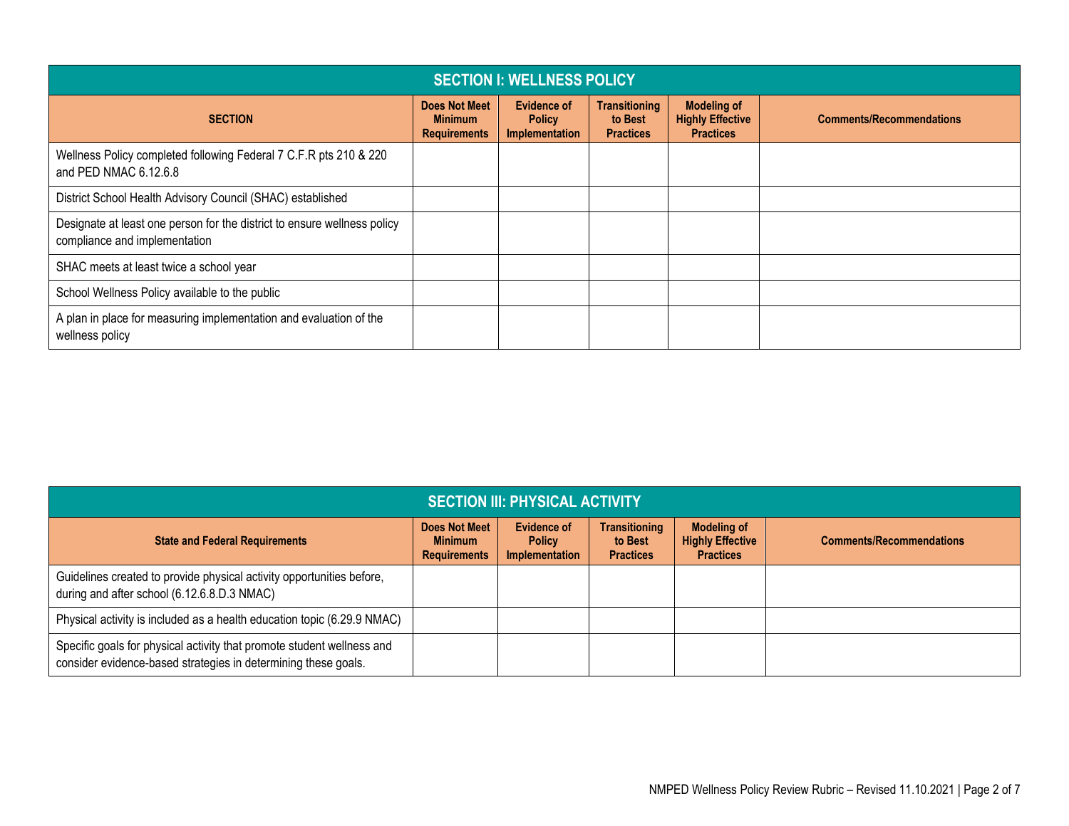| SECTION I: WELLNESS POLICY | | | | | |
|---|---|---|---|---|---|
| **SECTION** | **Does Not Meet Minimum Requirements** | **Evidence of Policy Implementation** | **Transitioning to Best Practices** | **Modeling of Highly Effective Practices** | **Comments/Recommendations** |
| Wellness Policy completed following Federal 7 C.F.R pts 210 & 220 and PED NMAC 6.12.6.8 | | | | | |
| District School Health Advisory Council (SHAC) established | | | | | |
| Designate at least one person for the district to ensure wellness policy compliance and implementation | | | | | |
| SHAC meets at least twice a school year | | | | | |
| School Wellness Policy available to the public | | | | | |
| A plan in place for measuring implementation and evaluation of the wellness policy | | | | | |

| SECTION III: PHYSICAL ACTIVITY | | | | | |
|---|---|---|---|---|---|
| **State and Federal Requirements** | **Does Not Meet Minimum Requirements** | **Evidence of Policy Implementation** | **Transitioning to Best Practices** | **Modeling of Highly Effective Practices** | **Comments/Recommendations** |
| Guidelines created to provide physical activity opportunities before, during and after school (6.12.6.8.D.3 NMAC) | | | | | |
| Physical activity is included as a health education topic (6.29.9 NMAC) | | | | | |
| Specific goals for physical activity that promote student wellness and consider evidence-based strategies in determining these goals. | | | | | |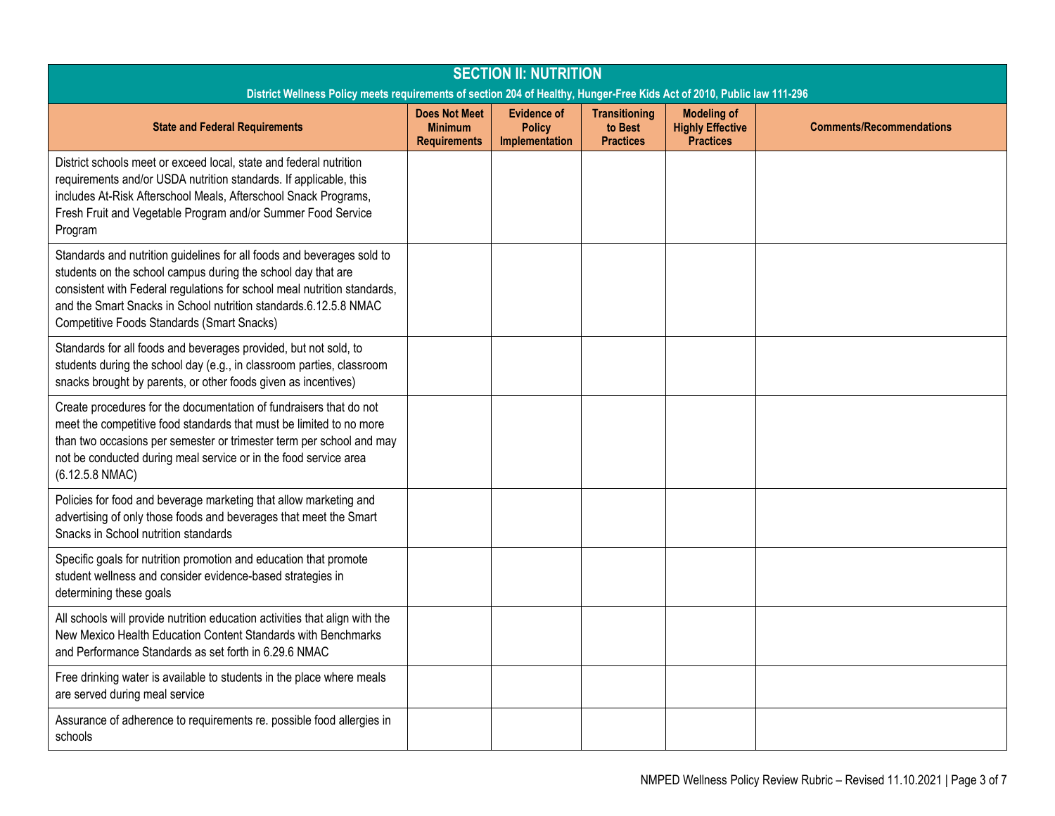## SECTION II: NUTRITION

**District Wellness Policy meets requirements of section 204 of Healthy, Hunger-Free Kids Act of 2010, Public law 111-296**

| State and Federal Requirements | Does Not Meet Minimum Requirements | Evidence of Policy Implementation | Transitioning to Best Practices | Modeling of Highly Effective Practices | Comments/Recommendations |
|---|---|---|---|---|---|
| District schools meet or exceed local, state and federal nutrition requirements and/or USDA nutrition standards. If applicable, this includes At-Risk Afterschool Meals, Afterschool Snack Programs, Fresh Fruit and Vegetable Program and/or Summer Food Service Program | | | | | |
| Standards and nutrition guidelines for all foods and beverages sold to students on the school campus during the school day that are consistent with Federal regulations for school meal nutrition standards, and the Smart Snacks in School nutrition standards.6.12.5.8 NMAC Competitive Foods Standards (Smart Snacks) | | | | | |
| Standards for all foods and beverages provided, but not sold, to students during the school day (e.g., in classroom parties, classroom snacks brought by parents, or other foods given as incentives) | | | | | |
| Create procedures for the documentation of fundraisers that do not meet the competitive food standards that must be limited to no more than two occasions per semester or trimester term per school and may not be conducted during meal service or in the food service area (6.12.5.8 NMAC) | | | | | |
| Policies for food and beverage marketing that allow marketing and advertising of only those foods and beverages that meet the Smart Snacks in School nutrition standards | | | | | |
| Specific goals for nutrition promotion and education that promote student wellness and consider evidence-based strategies in determining these goals | | | | | |
| All schools will provide nutrition education activities that align with the New Mexico Health Education Content Standards with Benchmarks and Performance Standards as set forth in 6.29.6 NMAC | | | | | |
| Free drinking water is available to students in the place where meals are served during meal service | | | | | |
| Assurance of adherence to requirements re. possible food allergies in schools | | | | | |